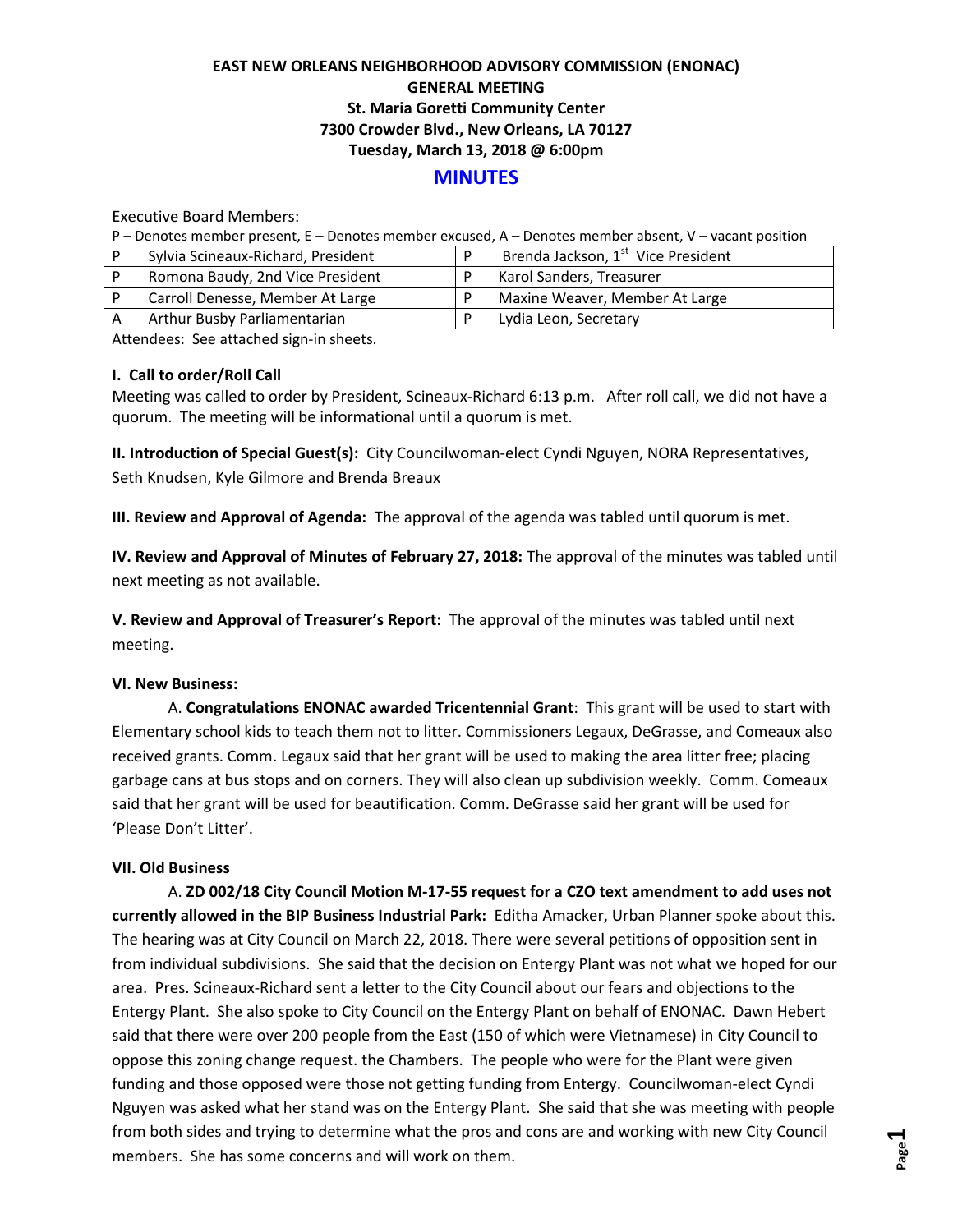**EAST NEW ORLEANS NEIGHBORHOOD ADVISORY COMMISSION (ENONAC)**
**GENERAL MEETING**
**St. Maria Goretti Community Center**
**7300 Crowder Blvd., New Orleans, LA 70127**
**Tuesday, March 13, 2018 @ 6:00pm**

# MINUTES

Executive Board Members:

P – Denotes member present, E – Denotes member excused, A – Denotes member absent, V – vacant position

| | | | |
|---|---|---|---|
| P | Sylvia Scineaux-Richard, President | P | Brenda Jackson, 1st Vice President |
| P | Romona Baudy, 2nd Vice President | P | Karol Sanders, Treasurer |
| P | Carroll Denesse, Member At Large | P | Maxine Weaver, Member At Large |
| A | Arthur Busby Parliamentarian | P | Lydia Leon, Secretary |

Attendees: See attached sign-in sheets.

**I. Call to order/Roll Call**

Meeting was called to order by President, Scineaux-Richard 6:13 p.m. After roll call, we did not have a quorum. The meeting will be informational until a quorum is met.

**II. Introduction of Special Guest(s):** City Councilwoman-elect Cyndi Nguyen, NORA Representatives, Seth Knudsen, Kyle Gilmore and Brenda Breaux

**III. Review and Approval of Agenda:** The approval of the agenda was tabled until quorum is met.

**IV. Review and Approval of Minutes of February 27, 2018:** The approval of the minutes was tabled until next meeting as not available.

**V. Review and Approval of Treasurer's Report:** The approval of the minutes was tabled until next meeting.

**VI. New Business:**

A. **Congratulations ENONAC awarded Tricentennial Grant**: This grant will be used to start with Elementary school kids to teach them not to litter. Commissioners Legaux, DeGrasse, and Comeaux also received grants. Comm. Legaux said that her grant will be used to making the area litter free; placing garbage cans at bus stops and on corners. They will also clean up subdivision weekly. Comm. Comeaux said that her grant will be used for beautification. Comm. DeGrasse said her grant will be used for 'Please Don't Litter'.

**VII. Old Business**

A. **ZD 002/18 City Council Motion M-17-55 request for a CZO text amendment to add uses not currently allowed in the BIP Business Industrial Park:** Editha Amacker, Urban Planner spoke about this. The hearing was at City Council on March 22, 2018. There were several petitions of opposition sent in from individual subdivisions. She said that the decision on Entergy Plant was not what we hoped for our area. Pres. Scineaux-Richard sent a letter to the City Council about our fears and objections to the Entergy Plant. She also spoke to City Council on the Entergy Plant on behalf of ENONAC. Dawn Hebert said that there were over 200 people from the East (150 of which were Vietnamese) in City Council to oppose this zoning change request. the Chambers. The people who were for the Plant were given funding and those opposed were those not getting funding from Entergy. Councilwoman-elect Cyndi Nguyen was asked what her stand was on the Entergy Plant. She said that she was meeting with people from both sides and trying to determine what the pros and cons are and working with new City Council members. She has some concerns and will work on them.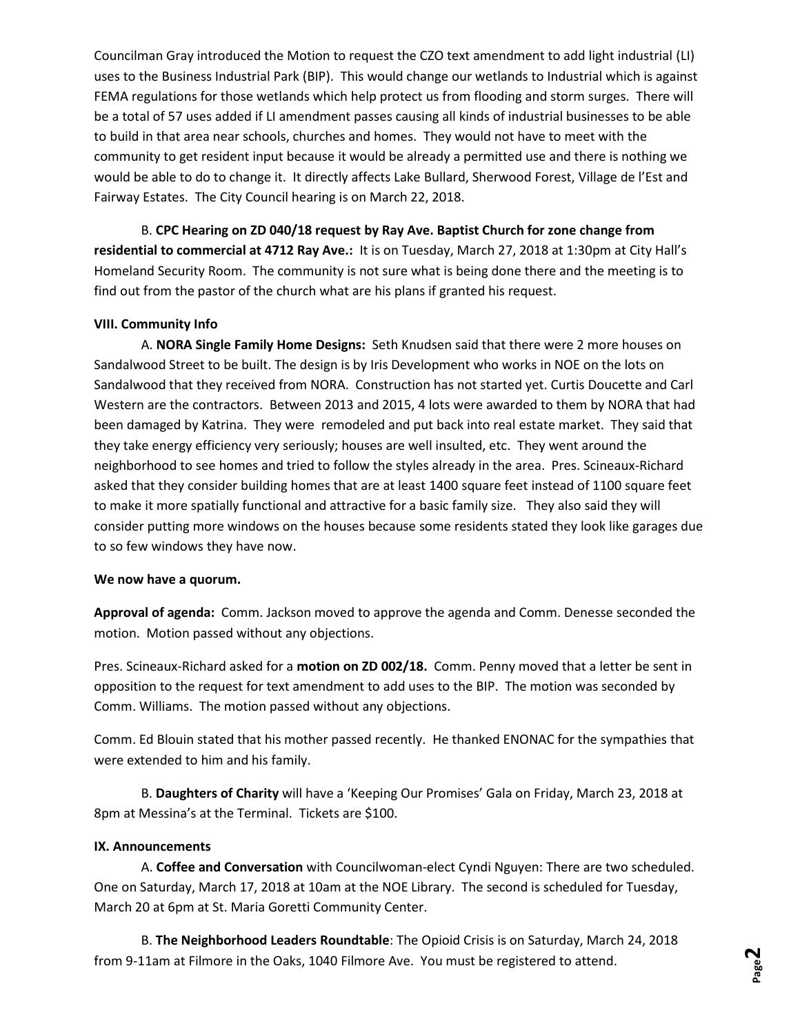Councilman Gray introduced the Motion to request the CZO text amendment to add light industrial (LI) uses to the Business Industrial Park (BIP). This would change our wetlands to Industrial which is against FEMA regulations for those wetlands which help protect us from flooding and storm surges. There will be a total of 57 uses added if LI amendment passes causing all kinds of industrial businesses to be able to build in that area near schools, churches and homes. They would not have to meet with the community to get resident input because it would be already a permitted use and there is nothing we would be able to do to change it. It directly affects Lake Bullard, Sherwood Forest, Village de l'Est and Fairway Estates. The City Council hearing is on March 22, 2018.

B. **CPC Hearing on ZD 040/18 request by Ray Ave. Baptist Church for zone change from residential to commercial at 4712 Ray Ave.:** It is on Tuesday, March 27, 2018 at 1:30pm at City Hall's Homeland Security Room. The community is not sure what is being done there and the meeting is to find out from the pastor of the church what are his plans if granted his request.

**VIII. Community Info**

A. **NORA Single Family Home Designs:** Seth Knudsen said that there were 2 more houses on Sandalwood Street to be built. The design is by Iris Development who works in NOE on the lots on Sandalwood that they received from NORA. Construction has not started yet. Curtis Doucette and Carl Western are the contractors. Between 2013 and 2015, 4 lots were awarded to them by NORA that had been damaged by Katrina. They were remodeled and put back into real estate market. They said that they take energy efficiency very seriously; houses are well insulted, etc. They went around the neighborhood to see homes and tried to follow the styles already in the area. Pres. Scineaux-Richard asked that they consider building homes that are at least 1400 square feet instead of 1100 square feet to make it more spatially functional and attractive for a basic family size. They also said they will consider putting more windows on the houses because some residents stated they look like garages due to so few windows they have now.

**We now have a quorum.**

**Approval of agenda:** Comm. Jackson moved to approve the agenda and Comm. Denesse seconded the motion. Motion passed without any objections.

Pres. Scineaux-Richard asked for a **motion on ZD 002/18.** Comm. Penny moved that a letter be sent in opposition to the request for text amendment to add uses to the BIP. The motion was seconded by Comm. Williams. The motion passed without any objections.

Comm. Ed Blouin stated that his mother passed recently. He thanked ENONAC for the sympathies that were extended to him and his family.

B. **Daughters of Charity** will have a 'Keeping Our Promises' Gala on Friday, March 23, 2018 at 8pm at Messina's at the Terminal. Tickets are $100.

**IX. Announcements**

A. **Coffee and Conversation** with Councilwoman-elect Cyndi Nguyen: There are two scheduled. One on Saturday, March 17, 2018 at 10am at the NOE Library. The second is scheduled for Tuesday, March 20 at 6pm at St. Maria Goretti Community Center.

B. **The Neighborhood Leaders Roundtable**: The Opioid Crisis is on Saturday, March 24, 2018 from 9-11am at Filmore in the Oaks, 1040 Filmore Ave. You must be registered to attend.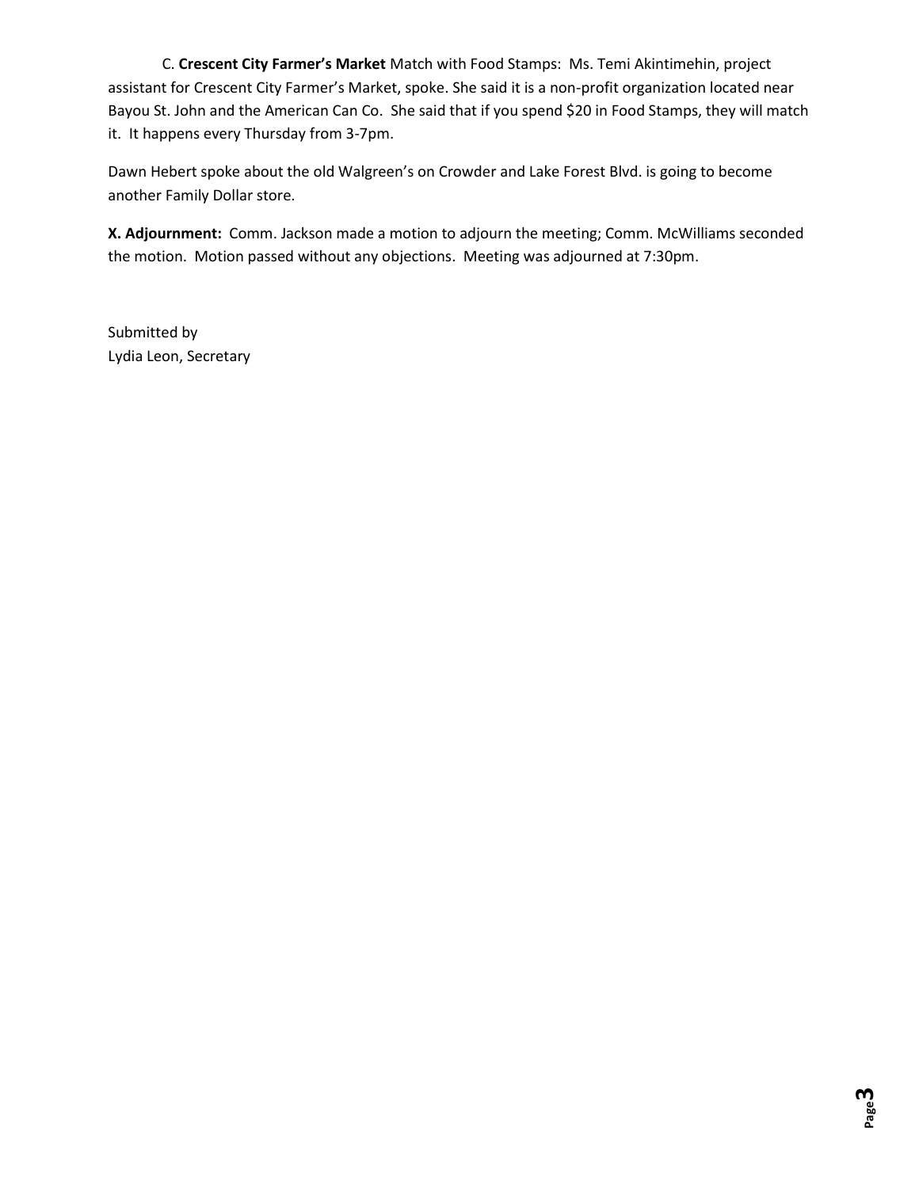C. **Crescent City Farmer's Market** Match with Food Stamps: Ms. Temi Akintimehin, project assistant for Crescent City Farmer's Market, spoke. She said it is a non-profit organization located near Bayou St. John and the American Can Co. She said that if you spend $20 in Food Stamps, they will match it. It happens every Thursday from 3-7pm.

Dawn Hebert spoke about the old Walgreen's on Crowder and Lake Forest Blvd. is going to become another Family Dollar store.

**X. Adjournment:** Comm. Jackson made a motion to adjourn the meeting; Comm. McWilliams seconded the motion. Motion passed without any objections. Meeting was adjourned at 7:30pm.

Submitted by
Lydia Leon, Secretary